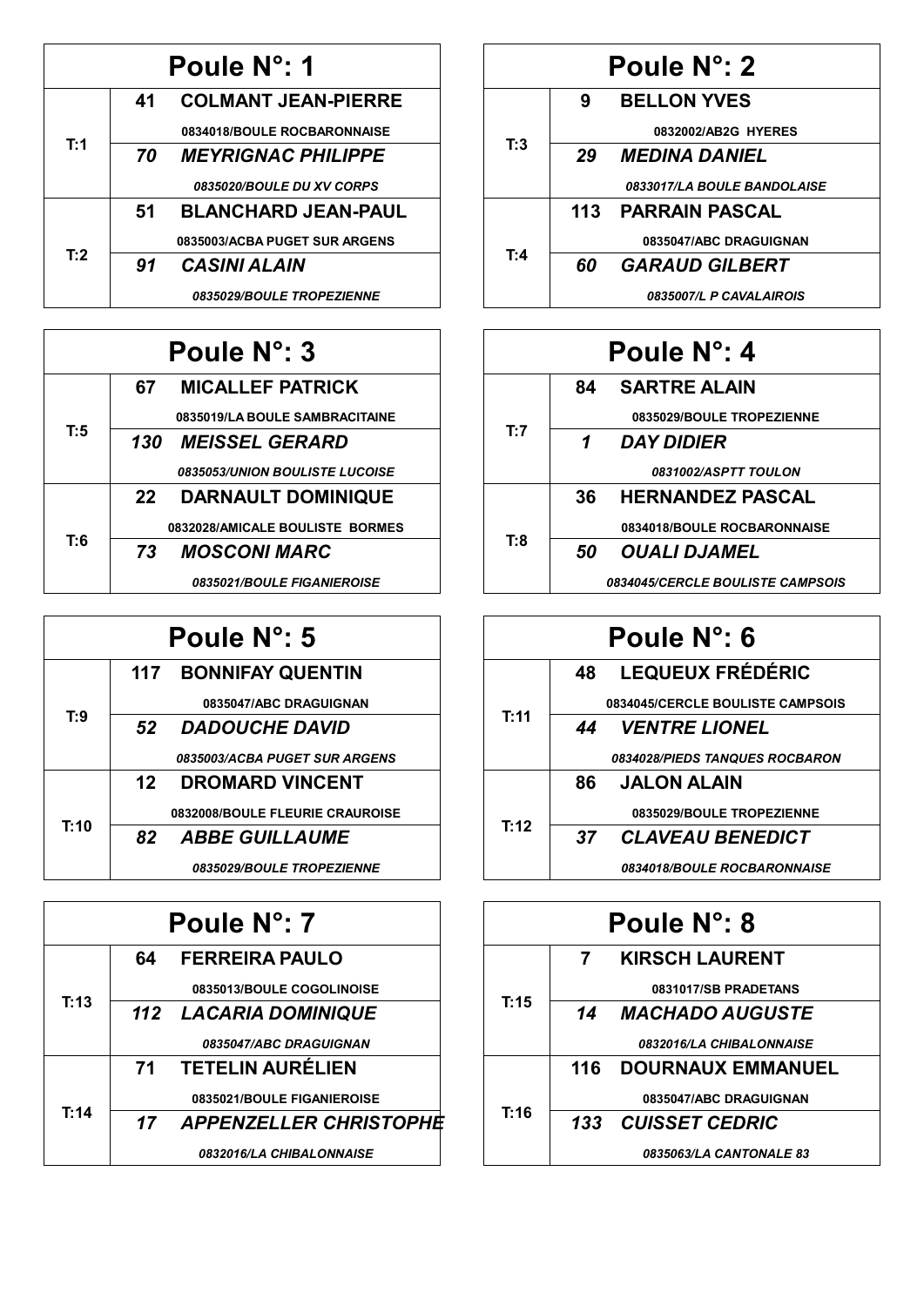## Poule N°: 1

| Terrain | N° | Joueur / Club |
|---|---|---|
| T:1 | 41 | **COLMANT JEAN-PIERRE** |
| | | 0834018/BOULE ROCBARONNAISE |
| | *70* | ***MEYRIGNAC PHILIPPE*** |
| | | *0835020/BOULE DU XV CORPS* |
| T:2 | 51 | **BLANCHARD JEAN-PAUL** |
| | | 0835003/ACBA PUGET SUR ARGENS |
| | *91* | ***CASINI ALAIN*** |
| | | *0835029/BOULE TROPEZIENNE* |

## Poule N°: 2

| Terrain | N° | Joueur / Club |
|---|---|---|
| T:3 | 9 | **BELLON YVES** |
| | | 0832002/AB2G HYERES |
| | *29* | ***MEDINA DANIEL*** |
| | | *0833017/LA BOULE BANDOLAISE* |
| T:4 | 113 | **PARRAIN PASCAL** |
| | | 0835047/ABC DRAGUIGNAN |
| | *60* | ***GARAUD GILBERT*** |
| | | *0835007/L P CAVALAIROIS* |

## Poule N°: 3

| Terrain | N° | Joueur / Club |
|---|---|---|
| T:5 | 67 | **MICALLEF PATRICK** |
| | | 0835019/LA BOULE SAMBRACITAINE |
| | *130* | ***MEISSEL GERARD*** |
| | | *0835053/UNION BOULISTE LUCOISE* |
| T:6 | 22 | **DARNAULT DOMINIQUE** |
| | | 0832028/AMICALE BOULISTE BORMES |
| | *73* | ***MOSCONI MARC*** |
| | | *0835021/BOULE FIGANIEROISE* |

## Poule N°: 4

| Terrain | N° | Joueur / Club |
|---|---|---|
| T:7 | 84 | **SARTRE ALAIN** |
| | | 0835029/BOULE TROPEZIENNE |
| | *1* | ***DAY DIDIER*** |
| | | *0831002/ASPTT TOULON* |
| T:8 | 36 | **HERNANDEZ PASCAL** |
| | | 0834018/BOULE ROCBARONNAISE |
| | *50* | ***OUALI DJAMEL*** |
| | | *0834045/CERCLE BOULISTE CAMPSOIS* |

## Poule N°: 5

| Terrain | N° | Joueur / Club |
|---|---|---|
| T:9 | 117 | **BONNIFAY QUENTIN** |
| | | 0835047/ABC DRAGUIGNAN |
| | *52* | ***DADOUCHE DAVID*** |
| | | *0835003/ACBA PUGET SUR ARGENS* |
| T:10 | 12 | **DROMARD VINCENT** |
| | | 0832008/BOULE FLEURIE CRAUROISE |
| | *82* | ***ABBE GUILLAUME*** |
| | | *0835029/BOULE TROPEZIENNE* |

## Poule N°: 6

| Terrain | N° | Joueur / Club |
|---|---|---|
| T:11 | 48 | **LEQUEUX FRÉDÉRIC** |
| | | 0834045/CERCLE BOULISTE CAMPSOIS |
| | *44* | ***VENTRE LIONEL*** |
| | | *0834028/PIEDS TANQUES ROCBARON* |
| T:12 | 86 | **JALON ALAIN** |
| | | 0835029/BOULE TROPEZIENNE |
| | *37* | ***CLAVEAU BENEDICT*** |
| | | *0834018/BOULE ROCBARONNAISE* |

## Poule N°: 7

| Terrain | N° | Joueur / Club |
|---|---|---|
| T:13 | 64 | **FERREIRA PAULO** |
| | | 0835013/BOULE COGOLINOISE |
| | *112* | ***LACARIA DOMINIQUE*** |
| | | *0835047/ABC DRAGUIGNAN* |
| T:14 | 71 | **TETELIN AURÉLIEN** |
| | | 0835021/BOULE FIGANIEROISE |
| | *17* | ***APPENZELLER CHRISTOPHE*** |
| | | *0832016/LA CHIBALONNAISE* |

## Poule N°: 8

| Terrain | N° | Joueur / Club |
|---|---|---|
| T:15 | 7 | **KIRSCH LAURENT** |
| | | 0831017/SB PRADETANS |
| | *14* | ***MACHADO AUGUSTE*** |
| | | *0832016/LA CHIBALONNAISE* |
| T:16 | 116 | **DOURNAUX EMMANUEL** |
| | | 0835047/ABC DRAGUIGNAN |
| | *133* | ***CUISSET CEDRIC*** |
| | | *0835063/LA CANTONALE 83* |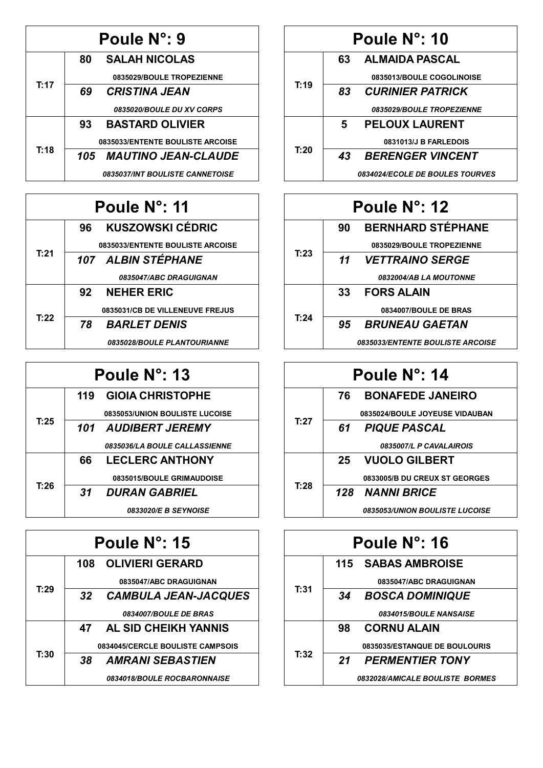## Poule N°: 9

| | |
|---|---|
| T:17 | **80 SALAH NICOLAS** |
| | 0835029/BOULE TROPEZIENNE |
| | ***69 CRISTINA JEAN*** |
| | *0835020/BOULE DU XV CORPS* |
| T:18 | **93 BASTARD OLIVIER** |
| | 0835033/ENTENTE BOULISTE ARCOISE |
| | ***105 MAUTINO JEAN-CLAUDE*** |
| | *0835037/INT BOULISTE CANNETOISE* |

## Poule N°: 10

| | |
|---|---|
| T:19 | **63 ALMAIDA PASCAL** |
| | 0835013/BOULE COGOLINOISE |
| | ***83 CURINIER PATRICK*** |
| | *0835029/BOULE TROPEZIENNE* |
| T:20 | **5 PELOUX LAURENT** |
| | 0831013/J B FARLEDOIS |
| | ***43 BERENGER VINCENT*** |
| | *0834024/ECOLE DE BOULES TOURVES* |

## Poule N°: 11

| | |
|---|---|
| T:21 | **96 KUSZOWSKI CÉDRIC** |
| | 0835033/ENTENTE BOULISTE ARCOISE |
| | ***107 ALBIN STÉPHANE*** |
| | *0835047/ABC DRAGUIGNAN* |
| T:22 | **92 NEHER ERIC** |
| | 0835031/CB DE VILLENEUVE FREJUS |
| | ***78 BARLET DENIS*** |
| | *0835028/BOULE PLANTOURIANNE* |

## Poule N°: 12

| | |
|---|---|
| T:23 | **90 BERNHARD STÉPHANE** |
| | 0835029/BOULE TROPEZIENNE |
| | ***11 VETTRAINO SERGE*** |
| | *0832004/AB LA MOUTONNE* |
| T:24 | **33 FORS ALAIN** |
| | 0834007/BOULE DE BRAS |
| | ***95 BRUNEAU GAETAN*** |
| | *0835033/ENTENTE BOULISTE ARCOISE* |

## Poule N°: 13

| | |
|---|---|
| T:25 | **119 GIOIA CHRISTOPHE** |
| | 0835053/UNION BOULISTE LUCOISE |
| | ***101 AUDIBERT JEREMY*** |
| | *0835036/LA BOULE CALLASSIENNE* |
| T:26 | **66 LECLERC ANTHONY** |
| | 0835015/BOULE GRIMAUDOISE |
| | ***31 DURAN GABRIEL*** |
| | *0833020/E B SEYNOISE* |

## Poule N°: 14

| | |
|---|---|
| T:27 | **76 BONAFEDE JANEIRO** |
| | 0835024/BOULE JOYEUSE VIDAUBAN |
| | ***61 PIQUE PASCAL*** |
| | *0835007/L P CAVALAIROIS* |
| T:28 | **25 VUOLO GILBERT** |
| | 0833005/B DU CREUX ST GEORGES |
| | ***128 NANNI BRICE*** |
| | *0835053/UNION BOULISTE LUCOISE* |

## Poule N°: 15

| | |
|---|---|
| T:29 | **108 OLIVIERI GERARD** |
| | 0835047/ABC DRAGUIGNAN |
| | ***32 CAMBULA JEAN-JACQUES*** |
| | *0834007/BOULE DE BRAS* |
| T:30 | **47 AL SID CHEIKH YANNIS** |
| | 0834045/CERCLE BOULISTE CAMPSOIS |
| | ***38 AMRANI SEBASTIEN*** |
| | *0834018/BOULE ROCBARONNAISE* |

## Poule N°: 16

| | |
|---|---|
| T:31 | **115 SABAS AMBROISE** |
| | 0835047/ABC DRAGUIGNAN |
| | ***34 BOSCA DOMINIQUE*** |
| | *0834015/BOULE NANSAISE* |
| T:32 | **98 CORNU ALAIN** |
| | 0835035/ESTANQUE DE BOULOURIS |
| | ***21 PERMENTIER TONY*** |
| | *0832028/AMICALE BOULISTE BORMES* |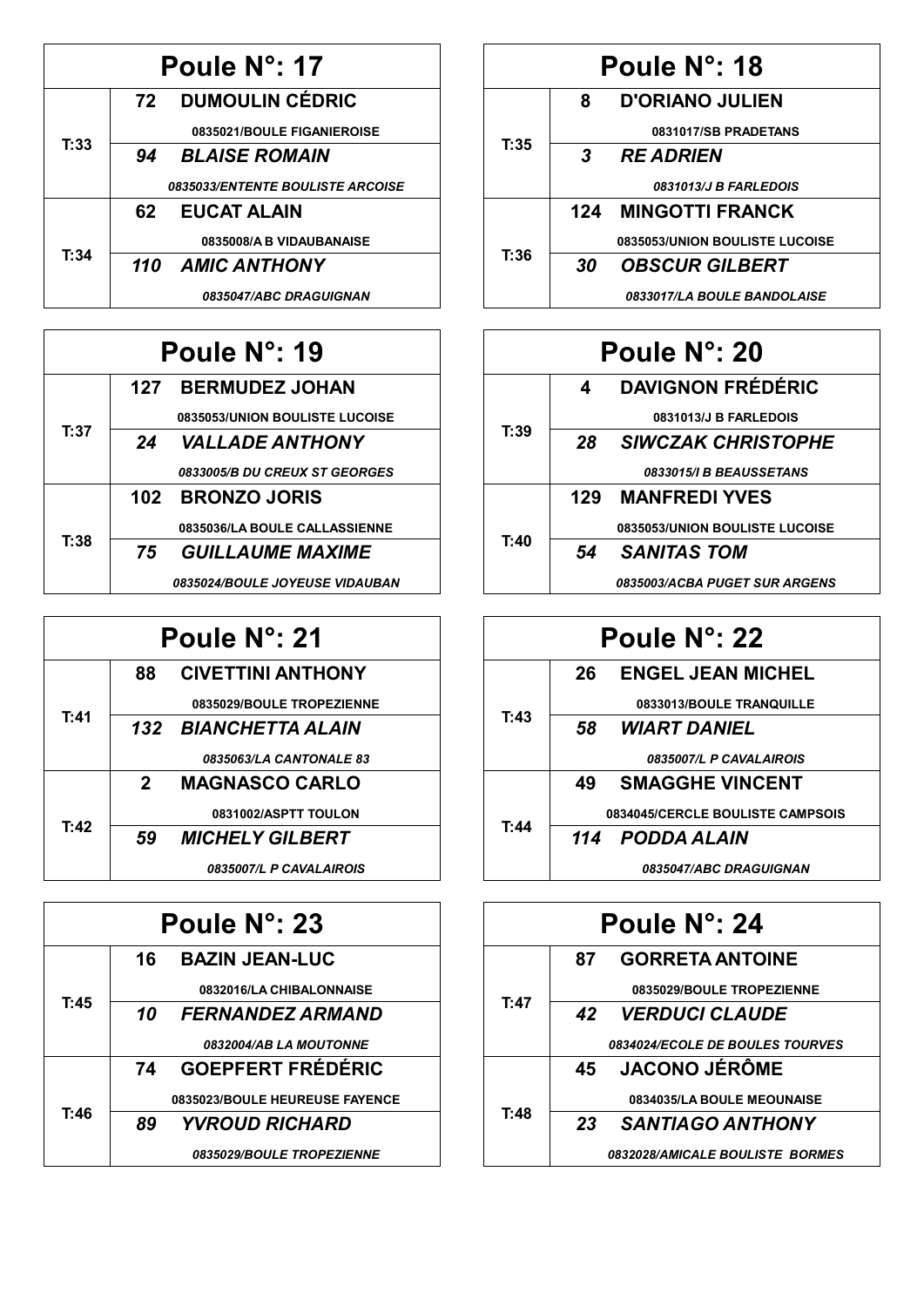## Poule N°: 17

| | | |
|---|---|---|
| T:33 | 72 | **DUMOULIN CÉDRIC** |
| | | 0835021/BOULE FIGANIEROISE |
| | *94* | ***BLAISE ROMAIN*** |
| | | *0835033/ENTENTE BOULISTE ARCOISE* |
| T:34 | 62 | **EUCAT ALAIN** |
| | | 0835008/A B VIDAUBANAISE |
| | *110* | ***AMIC ANTHONY*** |
| | | *0835047/ABC DRAGUIGNAN* |

## Poule N°: 18

| | | |
|---|---|---|
| T:35 | 8 | **D'ORIANO JULIEN** |
| | | 0831017/SB PRADETANS |
| | *3* | ***RE ADRIEN*** |
| | | *0831013/J B FARLEDOIS* |
| T:36 | 124 | **MINGOTTI FRANCK** |
| | | 0835053/UNION BOULISTE LUCOISE |
| | *30* | ***OBSCUR GILBERT*** |
| | | *0833017/LA BOULE BANDOLAISE* |

## Poule N°: 19

| | | |
|---|---|---|
| T:37 | 127 | **BERMUDEZ JOHAN** |
| | | 0835053/UNION BOULISTE LUCOISE |
| | *24* | ***VALLADE ANTHONY*** |
| | | *0833005/B DU CREUX ST GEORGES* |
| T:38 | 102 | **BRONZO JORIS** |
| | | 0835036/LA BOULE CALLASSIENNE |
| | *75* | ***GUILLAUME MAXIME*** |
| | | *0835024/BOULE JOYEUSE VIDAUBAN* |

## Poule N°: 20

| | | |
|---|---|---|
| T:39 | 4 | **DAVIGNON FRÉDÉRIC** |
| | | 0831013/J B FARLEDOIS |
| | *28* | ***SIWCZAK CHRISTOPHE*** |
| | | *0833015/I B BEAUSSETANS* |
| T:40 | 129 | **MANFREDI YVES** |
| | | 0835053/UNION BOULISTE LUCOISE |
| | *54* | ***SANITAS TOM*** |
| | | *0835003/ACBA PUGET SUR ARGENS* |

## Poule N°: 21

| | | |
|---|---|---|
| T:41 | 88 | **CIVETTINI ANTHONY** |
| | | 0835029/BOULE TROPEZIENNE |
| | *132* | ***BIANCHETTA ALAIN*** |
| | | *0835063/LA CANTONALE 83* |
| T:42 | 2 | **MAGNASCO CARLO** |
| | | 0831002/ASPTT TOULON |
| | *59* | ***MICHELY GILBERT*** |
| | | *0835007/L P CAVALAIROIS* |

## Poule N°: 22

| | | |
|---|---|---|
| T:43 | 26 | **ENGEL JEAN MICHEL** |
| | | 0833013/BOULE TRANQUILLE |
| | *58* | ***WIART DANIEL*** |
| | | *0835007/L P CAVALAIROIS* |
| T:44 | 49 | **SMAGGHE VINCENT** |
| | | 0834045/CERCLE BOULISTE CAMPSOIS |
| | *114* | ***PODDA ALAIN*** |
| | | *0835047/ABC DRAGUIGNAN* |

## Poule N°: 23

| | | |
|---|---|---|
| T:45 | 16 | **BAZIN JEAN-LUC** |
| | | 0832016/LA CHIBALONNAISE |
| | *10* | ***FERNANDEZ ARMAND*** |
| | | *0832004/AB LA MOUTONNE* |
| T:46 | 74 | **GOEPFERT FRÉDÉRIC** |
| | | 0835023/BOULE HEUREUSE FAYENCE |
| | *89* | ***YVROUD RICHARD*** |
| | | *0835029/BOULE TROPEZIENNE* |

## Poule N°: 24

| | | |
|---|---|---|
| T:47 | 87 | **GORRETA ANTOINE** |
| | | 0835029/BOULE TROPEZIENNE |
| | *42* | ***VERDUCI CLAUDE*** |
| | | *0834024/ECOLE DE BOULES TOURVES* |
| T:48 | 45 | **JACONO JÉRÔME** |
| | | 0834035/LA BOULE MEOUNAISE |
| | *23* | ***SANTIAGO ANTHONY*** |
| | | *0832028/AMICALE BOULISTE BORMES* |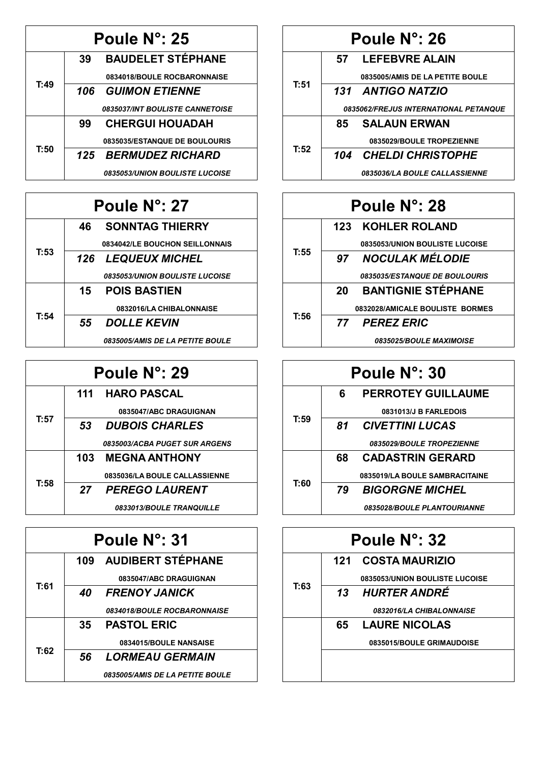## Poule N°: 25

| | |
|---|---|
| T:49 | **39 BAUDELET STÉPHANE** |
| | **0834018/BOULE ROCBARONNAISE** |
| | ***106 GUIMON ETIENNE*** |
| | ***0835037/INT BOULISTE CANNETOISE*** |
| T:50 | **99 CHERGUI HOUADAH** |
| | **0835035/ESTANQUE DE BOULOURIS** |
| | ***125 BERMUDEZ RICHARD*** |
| | ***0835053/UNION BOULISTE LUCOISE*** |

## Poule N°: 26

| | |
|---|---|
| T:51 | **57 LEFEBVRE ALAIN** |
| | **0835005/AMIS DE LA PETITE BOULE** |
| | ***131 ANTIGO NATZIO*** |
| | ***0835062/FREJUS INTERNATIONAL PETANQUE*** |
| T:52 | **85 SALAUN ERWAN** |
| | **0835029/BOULE TROPEZIENNE** |
| | ***104 CHELDI CHRISTOPHE*** |
| | ***0835036/LA BOULE CALLASSIENNE*** |

## Poule N°: 27

| | |
|---|---|
| T:53 | **46 SONNTAG THIERRY** |
| | **0834042/LE BOUCHON SEILLONNAIS** |
| | ***126 LEQUEUX MICHEL*** |
| | ***0835053/UNION BOULISTE LUCOISE*** |
| T:54 | **15 POIS BASTIEN** |
| | **0832016/LA CHIBALONNAISE** |
| | ***55 DOLLE KEVIN*** |
| | ***0835005/AMIS DE LA PETITE BOULE*** |

## Poule N°: 28

| | |
|---|---|
| T:55 | **123 KOHLER ROLAND** |
| | **0835053/UNION BOULISTE LUCOISE** |
| | ***97 NOCULAK MÉLODIE*** |
| | ***0835035/ESTANQUE DE BOULOURIS*** |
| T:56 | **20 BANTIGNIE STÉPHANE** |
| | **0832028/AMICALE BOULISTE BORMES** |
| | ***77 PEREZ ERIC*** |
| | ***0835025/BOULE MAXIMOISE*** |

## Poule N°: 29

| | |
|---|---|
| T:57 | **111 HARO PASCAL** |
| | **0835047/ABC DRAGUIGNAN** |
| | ***53 DUBOIS CHARLES*** |
| | ***0835003/ACBA PUGET SUR ARGENS*** |
| T:58 | **103 MEGNA ANTHONY** |
| | **0835036/LA BOULE CALLASSIENNE** |
| | ***27 PEREGO LAURENT*** |
| | ***0833013/BOULE TRANQUILLE*** |

## Poule N°: 30

| | |
|---|---|
| T:59 | **6 PERROTEY GUILLAUME** |
| | **0831013/J B FARLEDOIS** |
| | ***81 CIVETTINI LUCAS*** |
| | ***0835029/BOULE TROPEZIENNE*** |
| T:60 | **68 CADASTRIN GERARD** |
| | **0835019/LA BOULE SAMBRACITAINE** |
| | ***79 BIGORGNE MICHEL*** |
| | ***0835028/BOULE PLANTOURIANNE*** |

## Poule N°: 31

| | |
|---|---|
| T:61 | **109 AUDIBERT STÉPHANE** |
| | **0835047/ABC DRAGUIGNAN** |
| | ***40 FRENOY JANICK*** |
| | ***0834018/BOULE ROCBARONNAISE*** |
| T:62 | **35 PASTOL ERIC** |
| | **0834015/BOULE NANSAISE** |
| | ***56 LORMEAU GERMAIN*** |
| | ***0835005/AMIS DE LA PETITE BOULE*** |

## Poule N°: 32

| | |
|---|---|
| T:63 | **121 COSTA MAURIZIO** |
| | **0835053/UNION BOULISTE LUCOISE** |
| | ***13 HURTER ANDRÉ*** |
| | ***0832016/LA CHIBALONNAISE*** |
| | **65 LAURE NICOLAS** |
| | **0835015/BOULE GRIMAUDOISE** |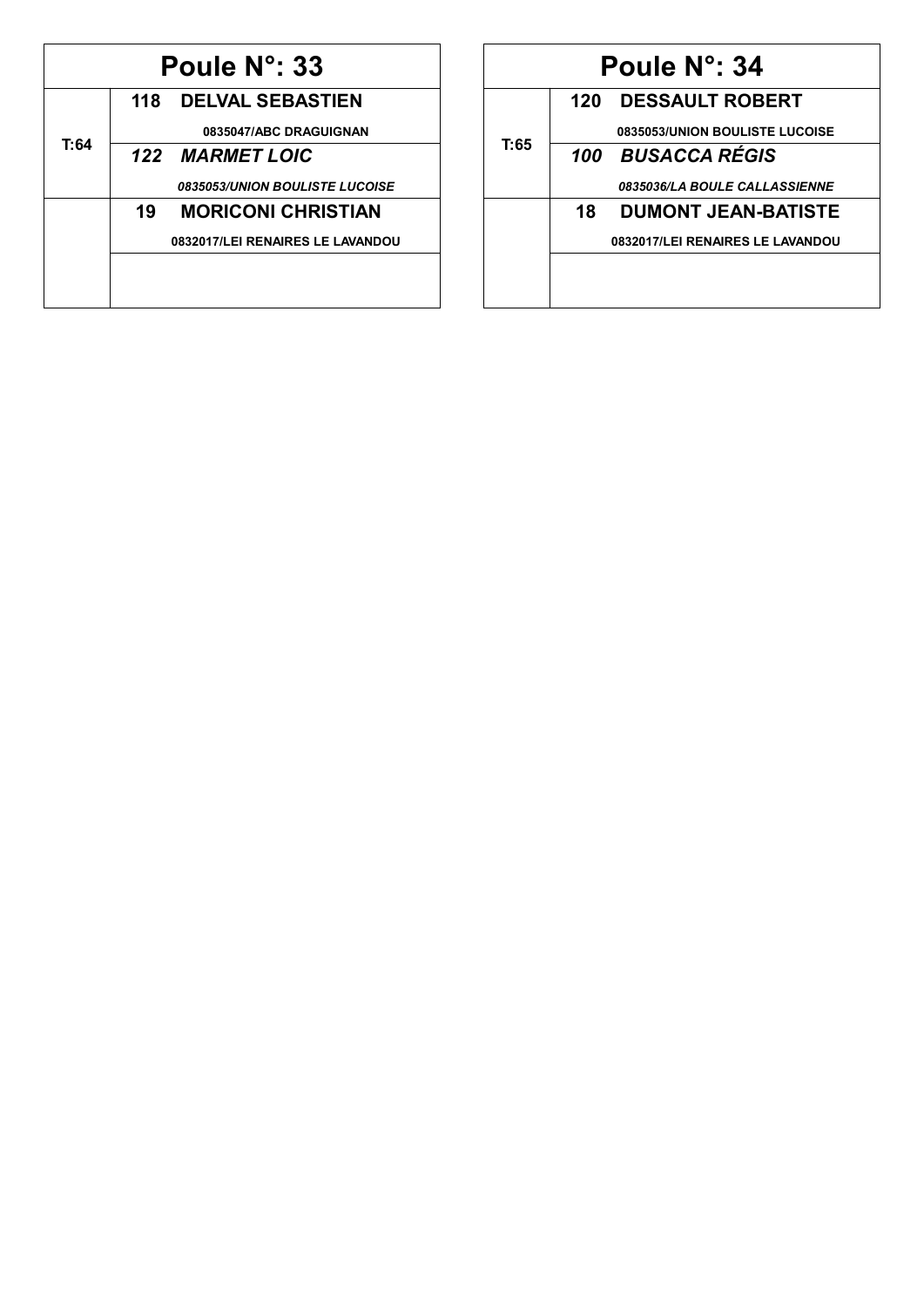## Poule N°: 33

| | |
|---|---|
| T:64 | **118 DELVAL SEBASTIEN**<br>**0835047/ABC DRAGUIGNAN** |
| | ***122 MARMET LOIC***<br>***0835053/UNION BOULISTE LUCOISE*** |
| | **19 MORICONI CHRISTIAN**<br>**0832017/LEI RENAIRES LE LAVANDOU** |
| | |

## Poule N°: 34

| | |
|---|---|
| T:65 | **120 DESSAULT ROBERT**<br>**0835053/UNION BOULISTE LUCOISE** |
| | ***100 BUSACCA RÉGIS***<br>***0835036/LA BOULE CALLASSIENNE*** |
| | **18 DUMONT JEAN-BATISTE**<br>**0832017/LEI RENAIRES LE LAVANDOU** |
| | |